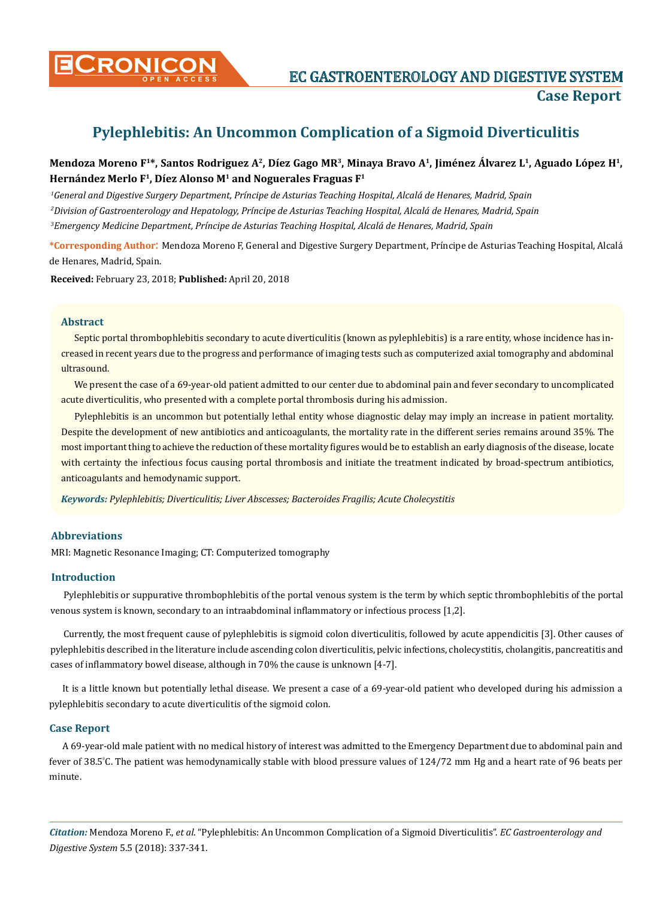# Pylephlebitis: An Uncommon Complication of a Sigmoid Diverticulitis

**Mendoza Moreno F[1]*, Santos Rodriguez A[2], Díez Gago MR[3], Minaya Bravo A[1], Jiménez Álvarez L[1], Aguado López H[1], Hernández Merlo F[1], Díez Alonso M[1] and Noguerales Fraguas F[1]**

[1]*General and Digestive Surgery Department, Príncipe de Asturias Teaching Hospital, Alcalá de Henares, Madrid, Spain*

[2]*Division of Gastroenterology and Hepatology, Príncipe de Asturias Teaching Hospital, Alcalá de Henares, Madrid, Spain*

[3]*Emergency Medicine Department, Príncipe de Asturias Teaching Hospital, Alcalá de Henares, Madrid, Spain*

**\*Corresponding Author:** Mendoza Moreno F, General and Digestive Surgery Department, Príncipe de Asturias Teaching Hospital, Alcalá de Henares, Madrid, Spain.

**Received:** February 23, 2018; **Published:** April 20, 2018

## Abstract

Septic portal thrombophlebitis secondary to acute diverticulitis (known as pylephlebitis) is a rare entity, whose incidence has increased in recent years due to the progress and performance of imaging tests such as computerized axial tomography and abdominal ultrasound.

We present the case of a 69-year-old patient admitted to our center due to abdominal pain and fever secondary to uncomplicated acute diverticulitis, who presented with a complete portal thrombosis during his admission.

Pylephlebitis is an uncommon but potentially lethal entity whose diagnostic delay may imply an increase in patient mortality. Despite the development of new antibiotics and anticoagulants, the mortality rate in the different series remains around 35%. The most important thing to achieve the reduction of these mortality figures would be to establish an early diagnosis of the disease, locate with certainty the infectious focus causing portal thrombosis and initiate the treatment indicated by broad-spectrum antibiotics, anticoagulants and hemodynamic support.

***Keywords:*** *Pylephlebitis; Diverticulitis; Liver Abscesses; Bacteroides Fragilis; Acute Cholecystitis*

## Abbreviations

MRI: Magnetic Resonance Imaging; CT: Computerized tomography

## Introduction

Pylephlebitis or suppurative thrombophlebitis of the portal venous system is the term by which septic thrombophlebitis of the portal venous system is known, secondary to an intraabdominal inflammatory or infectious process [1,2].

Currently, the most frequent cause of pylephlebitis is sigmoid colon diverticulitis, followed by acute appendicitis [3]. Other causes of pylephlebitis described in the literature include ascending colon diverticulitis, pelvic infections, cholecystitis, cholangitis, pancreatitis and cases of inflammatory bowel disease, although in 70% the cause is unknown [4-7].

It is a little known but potentially lethal disease. We present a case of a 69-year-old patient who developed during his admission a pylephlebitis secondary to acute diverticulitis of the sigmoid colon.

## Case Report

A 69-year-old male patient with no medical history of interest was admitted to the Emergency Department due to abdominal pain and fever of 38.5°C. The patient was hemodynamically stable with blood pressure values of 124/72 mm Hg and a heart rate of 96 beats per minute.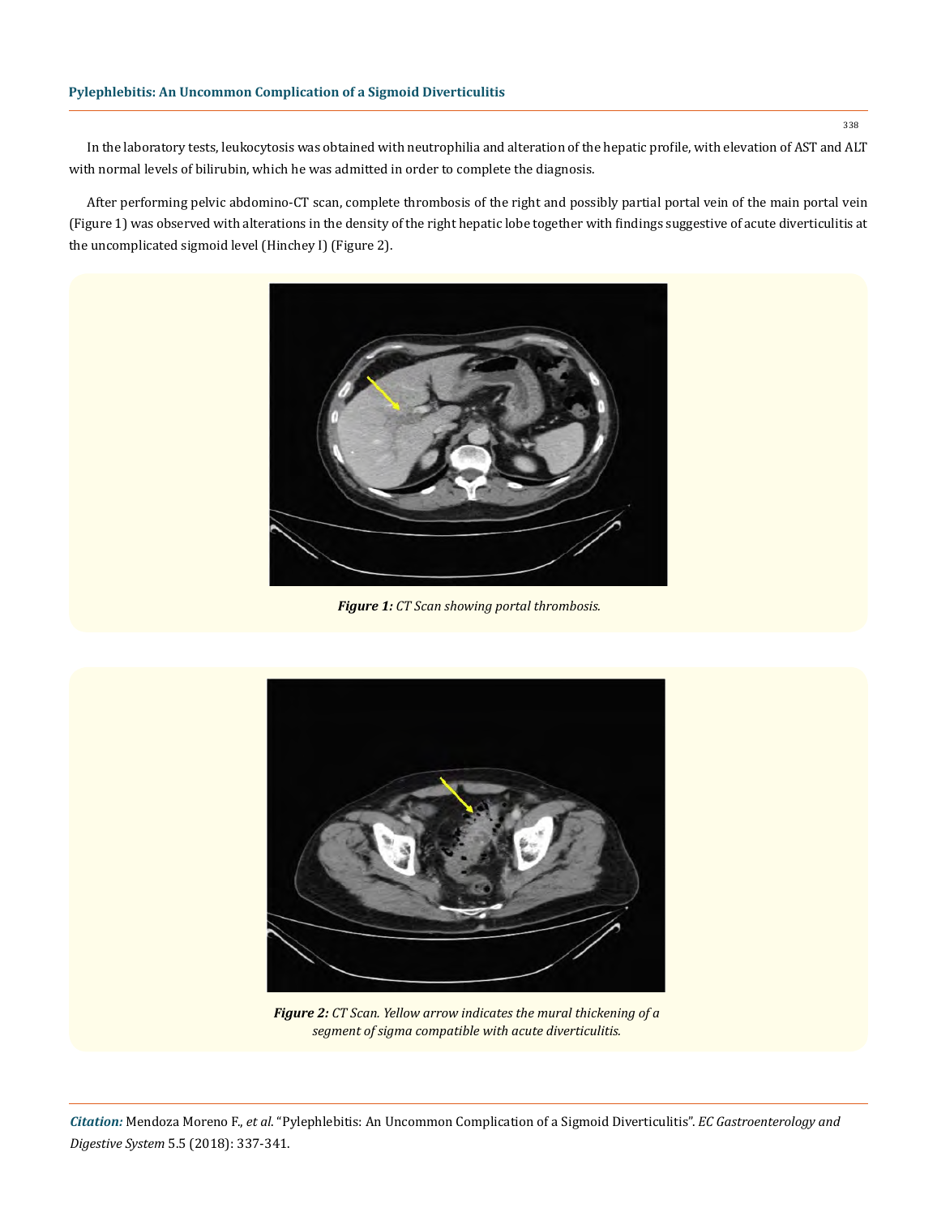In the laboratory tests, leukocytosis was obtained with neutrophilia and alteration of the hepatic profile, with elevation of AST and ALT with normal levels of bilirubin, which he was admitted in order to complete the diagnosis.

After performing pelvic abdomino-CT scan, complete thrombosis of the right and possibly partial portal vein of the main portal vein (Figure 1) was observed with alterations in the density of the right hepatic lobe together with findings suggestive of acute diverticulitis at the uncomplicated sigmoid level (Hinchey I) (Figure 2).

***Figure 1:*** *CT Scan showing portal thrombosis.*

***Figure 2:*** *CT Scan. Yellow arrow indicates the mural thickening of a segment of sigma compatible with acute diverticulitis.*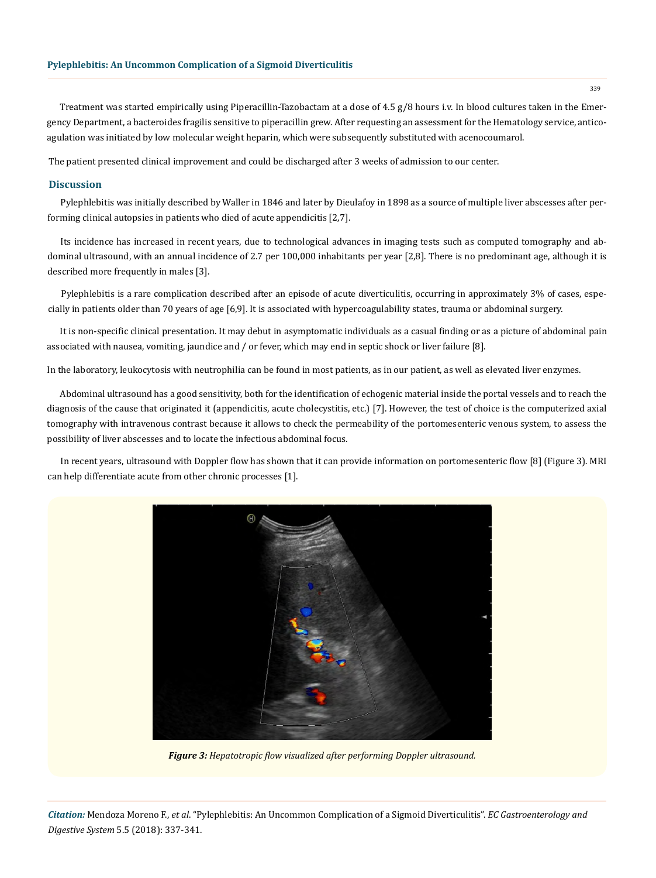Treatment was started empirically using Piperacillin-Tazobactam at a dose of 4.5 g/8 hours i.v. In blood cultures taken in the Emergency Department, a bacteroides fragilis sensitive to piperacillin grew. After requesting an assessment for the Hematology service, anticoagulation was initiated by low molecular weight heparin, which were subsequently substituted with acenocoumarol.

The patient presented clinical improvement and could be discharged after 3 weeks of admission to our center.

## Discussion

Pylephlebitis was initially described by Waller in 1846 and later by Dieulafoy in 1898 as a source of multiple liver abscesses after performing clinical autopsies in patients who died of acute appendicitis [2,7].

Its incidence has increased in recent years, due to technological advances in imaging tests such as computed tomography and abdominal ultrasound, with an annual incidence of 2.7 per 100,000 inhabitants per year [2,8]. There is no predominant age, although it is described more frequently in males [3].

Pylephlebitis is a rare complication described after an episode of acute diverticulitis, occurring in approximately 3% of cases, especially in patients older than 70 years of age [6,9]. It is associated with hypercoagulability states, trauma or abdominal surgery.

It is non-specific clinical presentation. It may debut in asymptomatic individuals as a casual finding or as a picture of abdominal pain associated with nausea, vomiting, jaundice and / or fever, which may end in septic shock or liver failure [8].

In the laboratory, leukocytosis with neutrophilia can be found in most patients, as in our patient, as well as elevated liver enzymes.

Abdominal ultrasound has a good sensitivity, both for the identification of echogenic material inside the portal vessels and to reach the diagnosis of the cause that originated it (appendicitis, acute cholecystitis, etc.) [7]. However, the test of choice is the computerized axial tomography with intravenous contrast because it allows to check the permeability of the portomesenteric venous system, to assess the possibility of liver abscesses and to locate the infectious abdominal focus.

In recent years, ultrasound with Doppler flow has shown that it can provide information on portomesenteric flow [8] (Figure 3). MRI can help differentiate acute from other chronic processes [1].

***Figure 3:*** *Hepatotropic flow visualized after performing Doppler ultrasound.*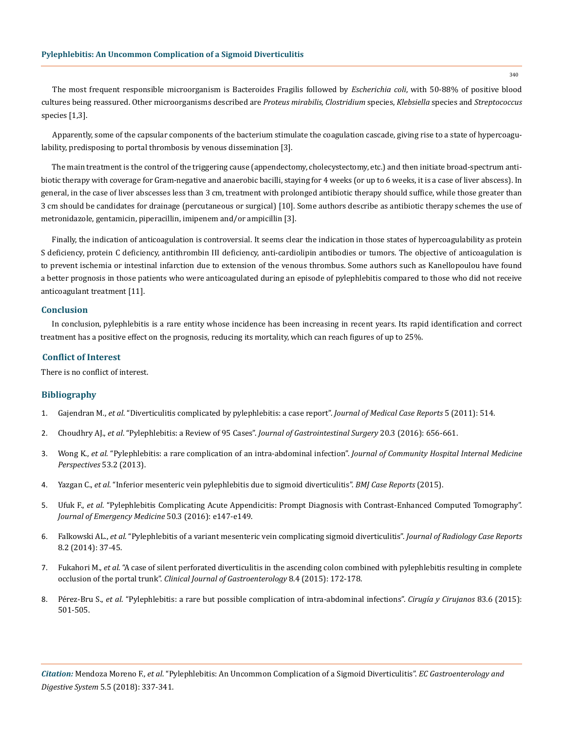The most frequent responsible microorganism is Bacteroides Fragilis followed by *Escherichia coli*, with 50-88% of positive blood cultures being reassured. Other microorganisms described are *Proteus mirabilis, Clostridium* species, *Klebsiella* species and *Streptococcus* species [1,3].

Apparently, some of the capsular components of the bacterium stimulate the coagulation cascade, giving rise to a state of hypercoagulability, predisposing to portal thrombosis by venous dissemination [3].

The main treatment is the control of the triggering cause (appendectomy, cholecystectomy, etc.) and then initiate broad-spectrum antibiotic therapy with coverage for Gram-negative and anaerobic bacilli, staying for 4 weeks (or up to 6 weeks, it is a case of liver abscess). In general, in the case of liver abscesses less than 3 cm, treatment with prolonged antibiotic therapy should suffice, while those greater than 3 cm should be candidates for drainage (percutaneous or surgical) [10]. Some authors describe as antibiotic therapy schemes the use of metronidazole, gentamicin, piperacillin, imipenem and/or ampicillin [3].

Finally, the indication of anticoagulation is controversial. It seems clear the indication in those states of hypercoagulability as protein S deficiency, protein C deficiency, antithrombin III deficiency, anti-cardiolipin antibodies or tumors. The objective of anticoagulation is to prevent ischemia or intestinal infarction due to extension of the venous thrombus. Some authors such as Kanellopoulou have found a better prognosis in those patients who were anticoagulated during an episode of pylephlebitis compared to those who did not receive anticoagulant treatment [11].

## Conclusion

In conclusion, pylephlebitis is a rare entity whose incidence has been increasing in recent years. Its rapid identification and correct treatment has a positive effect on the prognosis, reducing its mortality, which can reach figures of up to 25%.

## Conflict of Interest

There is no conflict of interest.

## Bibliography

1. Gajendran M., *et al*. "Diverticulitis complicated by pylephlebitis: a case report". *Journal of Medical Case Reports* 5 (2011): 514.
2. Choudhry AJ., *et al*. "Pylephlebitis: a Review of 95 Cases". *Journal of Gastrointestinal Surgery* 20.3 (2016): 656-661.
3. Wong K., *et al*. "Pylephlebitis: a rare complication of an intra-abdominal infection". *Journal of Community Hospital Internal Medicine Perspectives* 53.2 (2013).
4. Yazgan C., *et al*. "Inferior mesenteric vein pylephlebitis due to sigmoid diverticulitis". *BMJ Case Reports* (2015).
5. Ufuk F., *et al*. "Pylephlebitis Complicating Acute Appendicitis: Prompt Diagnosis with Contrast-Enhanced Computed Tomography". *Journal of Emergency Medicine* 50.3 (2016): e147-e149.
6. Falkowski AL., *et al*. "Pylephlebitis of a variant mesenteric vein complicating sigmoid diverticulitis". *Journal of Radiology Case Reports* 8.2 (2014): 37-45.
7. Fukahori M., *et al*. "A case of silent perforated diverticulitis in the ascending colon combined with pylephlebitis resulting in complete occlusion of the portal trunk". *Clinical Journal of Gastroenterology* 8.4 (2015): 172-178.
8. Pérez-Bru S., *et al*. "Pylephlebitis: a rare but possible complication of intra-abdominal infections". *Cirugía y Cirujanos* 83.6 (2015): 501-505.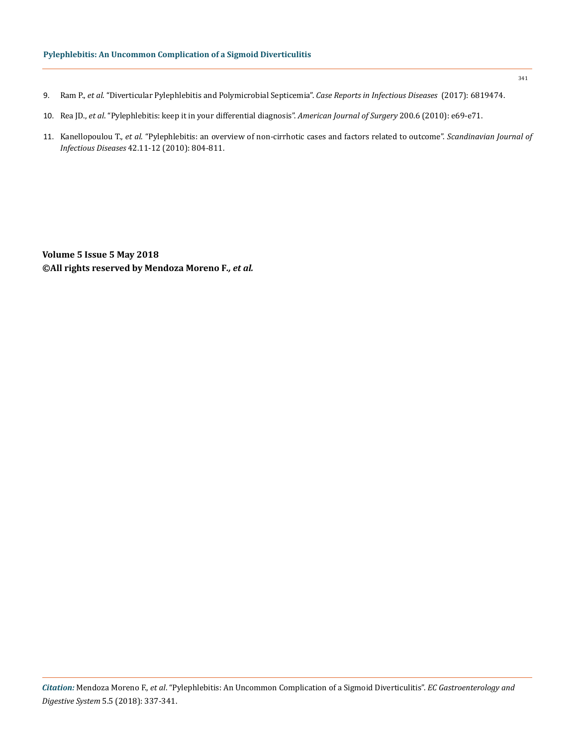9. Ram P., *et al*. "Diverticular Pylephlebitis and Polymicrobial Septicemia". *Case Reports in Infectious Diseases* (2017): 6819474.

10. Rea JD., *et al*. "Pylephlebitis: keep it in your differential diagnosis". *American Journal of Surgery* 200.6 (2010): e69-e71.

11. Kanellopoulou T., *et al*. "Pylephlebitis: an overview of non-cirrhotic cases and factors related to outcome". *Scandinavian Journal of Infectious Diseases* 42.11-12 (2010): 804-811.

**Volume 5 Issue 5 May 2018**
**©All rights reserved by Mendoza Moreno F., *et al.***